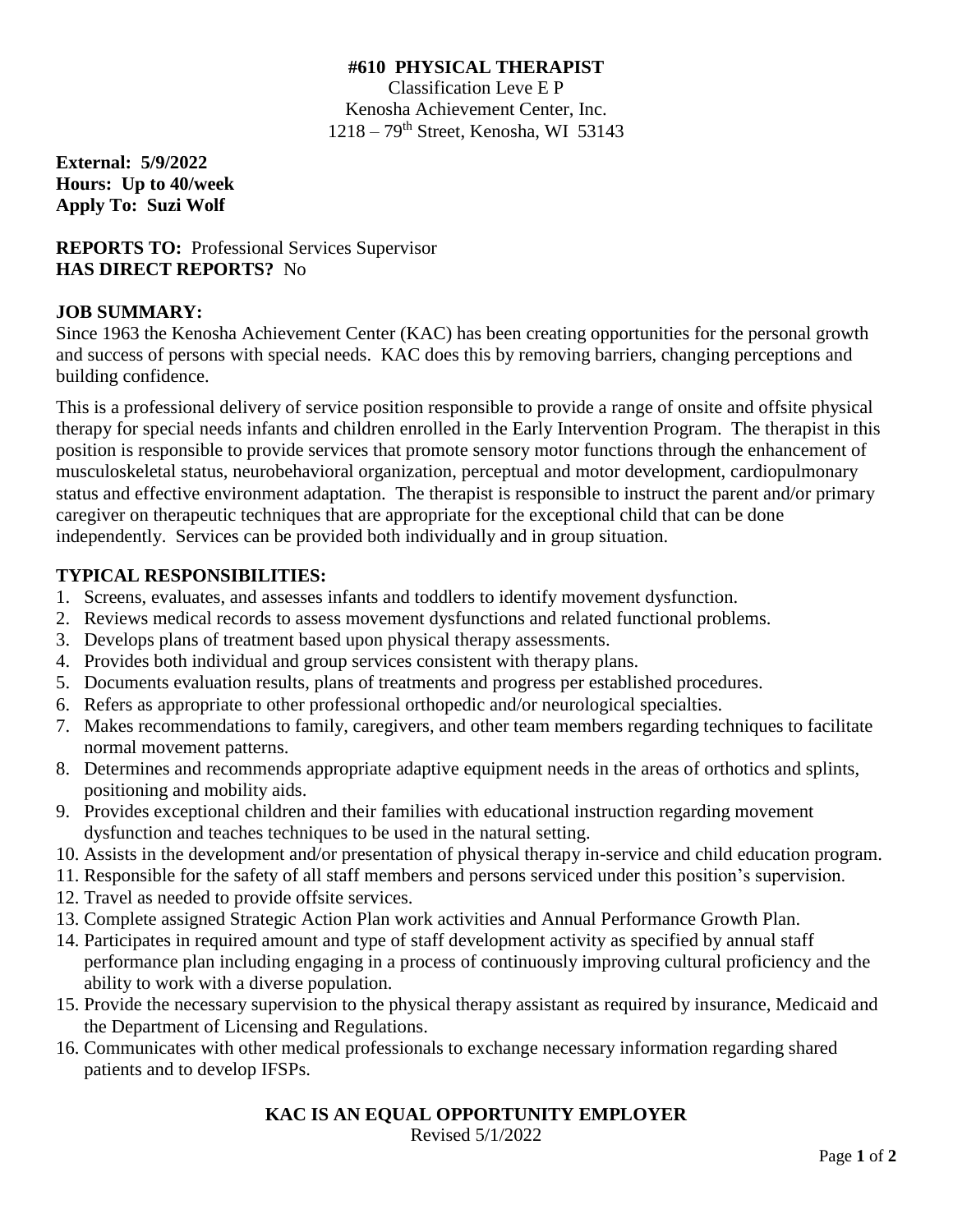# #610 PHYSICAL THERAPIST

Classification Leve E P
Kenosha Achievement Center, Inc.
1218 – 79th Street, Kenosha, WI 53143

**External: 5/9/2022**
**Hours: Up to 40/week**
**Apply To: Suzi Wolf**

**REPORTS TO:** Professional Services Supervisor
**HAS DIRECT REPORTS?** No

## JOB SUMMARY:

Since 1963 the Kenosha Achievement Center (KAC) has been creating opportunities for the personal growth and success of persons with special needs. KAC does this by removing barriers, changing perceptions and building confidence.

This is a professional delivery of service position responsible to provide a range of onsite and offsite physical therapy for special needs infants and children enrolled in the Early Intervention Program. The therapist in this position is responsible to provide services that promote sensory motor functions through the enhancement of musculoskeletal status, neurobehavioral organization, perceptual and motor development, cardiopulmonary status and effective environment adaptation. The therapist is responsible to instruct the parent and/or primary caregiver on therapeutic techniques that are appropriate for the exceptional child that can be done independently. Services can be provided both individually and in group situation.

## TYPICAL RESPONSIBILITIES:

1. Screens, evaluates, and assesses infants and toddlers to identify movement dysfunction.
2. Reviews medical records to assess movement dysfunctions and related functional problems.
3. Develops plans of treatment based upon physical therapy assessments.
4. Provides both individual and group services consistent with therapy plans.
5. Documents evaluation results, plans of treatments and progress per established procedures.
6. Refers as appropriate to other professional orthopedic and/or neurological specialties.
7. Makes recommendations to family, caregivers, and other team members regarding techniques to facilitate normal movement patterns.
8. Determines and recommends appropriate adaptive equipment needs in the areas of orthotics and splints, positioning and mobility aids.
9. Provides exceptional children and their families with educational instruction regarding movement dysfunction and teaches techniques to be used in the natural setting.
10. Assists in the development and/or presentation of physical therapy in-service and child education program.
11. Responsible for the safety of all staff members and persons serviced under this position's supervision.
12. Travel as needed to provide offsite services.
13. Complete assigned Strategic Action Plan work activities and Annual Performance Growth Plan.
14. Participates in required amount and type of staff development activity as specified by annual staff performance plan including engaging in a process of continuously improving cultural proficiency and the ability to work with a diverse population.
15. Provide the necessary supervision to the physical therapy assistant as required by insurance, Medicaid and the Department of Licensing and Regulations.
16. Communicates with other medical professionals to exchange necessary information regarding shared patients and to develop IFSPs.

**KAC IS AN EQUAL OPPORTUNITY EMPLOYER**

Revised 5/1/2022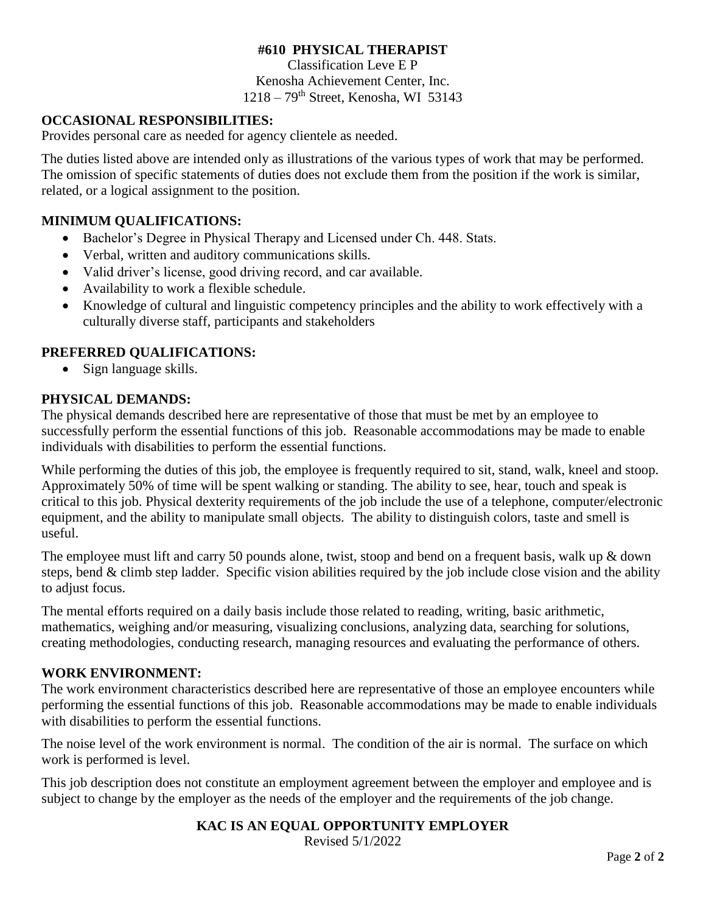**#610 PHYSICAL THERAPIST**

Classification Leve E P
Kenosha Achievement Center, Inc.
1218 – 79th Street, Kenosha, WI 53143

## OCCASIONAL RESPONSIBILITIES:

Provides personal care as needed for agency clientele as needed.

The duties listed above are intended only as illustrations of the various types of work that may be performed. The omission of specific statements of duties does not exclude them from the position if the work is similar, related, or a logical assignment to the position.

## MINIMUM QUALIFICATIONS:

- Bachelor's Degree in Physical Therapy and Licensed under Ch. 448. Stats.
- Verbal, written and auditory communications skills.
- Valid driver's license, good driving record, and car available.
- Availability to work a flexible schedule.
- Knowledge of cultural and linguistic competency principles and the ability to work effectively with a culturally diverse staff, participants and stakeholders

## PREFERRED QUALIFICATIONS:

- Sign language skills.

## PHYSICAL DEMANDS:

The physical demands described here are representative of those that must be met by an employee to successfully perform the essential functions of this job. Reasonable accommodations may be made to enable individuals with disabilities to perform the essential functions.

While performing the duties of this job, the employee is frequently required to sit, stand, walk, kneel and stoop. Approximately 50% of time will be spent walking or standing. The ability to see, hear, touch and speak is critical to this job. Physical dexterity requirements of the job include the use of a telephone, computer/electronic equipment, and the ability to manipulate small objects. The ability to distinguish colors, taste and smell is useful.

The employee must lift and carry 50 pounds alone, twist, stoop and bend on a frequent basis, walk up & down steps, bend & climb step ladder. Specific vision abilities required by the job include close vision and the ability to adjust focus.

The mental efforts required on a daily basis include those related to reading, writing, basic arithmetic, mathematics, weighing and/or measuring, visualizing conclusions, analyzing data, searching for solutions, creating methodologies, conducting research, managing resources and evaluating the performance of others.

## WORK ENVIRONMENT:

The work environment characteristics described here are representative of those an employee encounters while performing the essential functions of this job. Reasonable accommodations may be made to enable individuals with disabilities to perform the essential functions.

The noise level of the work environment is normal. The condition of the air is normal. The surface on which work is performed is level.

This job description does not constitute an employment agreement between the employer and employee and is subject to change by the employer as the needs of the employer and the requirements of the job change.

**KAC IS AN EQUAL OPPORTUNITY EMPLOYER**

Revised 5/1/2022